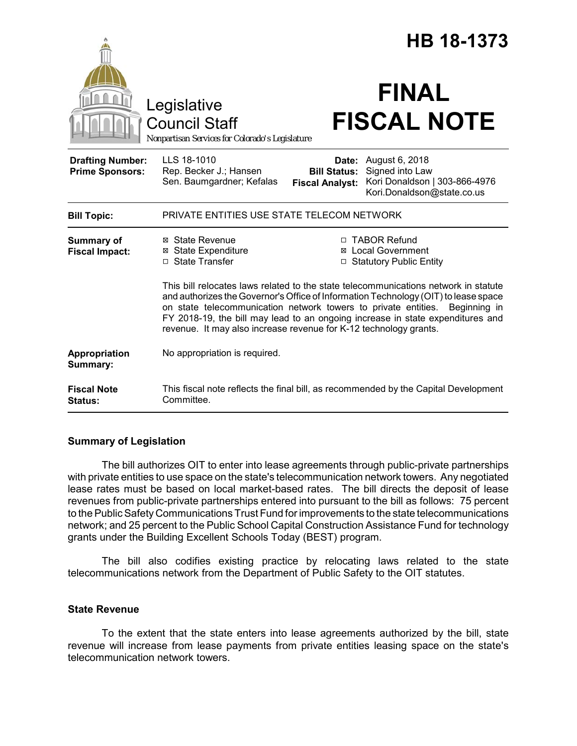# HB 18-1373

Legislative Council Staff

*Nonpartisan Services for Colorado's Legislature*

# FINAL FISCAL NOTE

| | | | |
|---|---|---|---|
| **Drafting Number:** | LLS 18-1010 | **Date:** | August 6, 2018 |
| **Prime Sponsors:** | Rep. Becker J.; Hansen<br>Sen. Baumgardner; Kefalas | **Bill Status:** | Signed into Law |
| | | **Fiscal Analyst:** | Kori Donaldson \| 303-866-4976<br>Kori.Donaldson@state.co.us |

| | |
|---|---|
| **Bill Topic:** | PRIVATE ENTITIES USE STATE TELECOM NETWORK |
| **Summary of Fiscal Impact:** | ☒ State Revenue ☒ State Expenditure ☐ State Transfer ☐ TABOR Refund ☒ Local Government ☐ Statutory Public Entity<br><br>This bill relocates laws related to the state telecommunications network in statute and authorizes the Governor's Office of Information Technology (OIT) to lease space on state telecommunication network towers to private entities. Beginning in FY 2018-19, the bill may lead to an ongoing increase in state expenditures and revenue. It may also increase revenue for K-12 technology grants. |
| **Appropriation Summary:** | No appropriation is required. |
| **Fiscal Note Status:** | This fiscal note reflects the final bill, as recommended by the Capital Development Committee. |

## Summary of Legislation

The bill authorizes OIT to enter into lease agreements through public-private partnerships with private entities to use space on the state's telecommunication network towers. Any negotiated lease rates must be based on local market-based rates. The bill directs the deposit of lease revenues from public-private partnerships entered into pursuant to the bill as follows: 75 percent to the Public Safety Communications Trust Fund for improvements to the state telecommunications network; and 25 percent to the Public School Capital Construction Assistance Fund for technology grants under the Building Excellent Schools Today (BEST) program.

The bill also codifies existing practice by relocating laws related to the state telecommunications network from the Department of Public Safety to the OIT statutes.

## State Revenue

To the extent that the state enters into lease agreements authorized by the bill, state revenue will increase from lease payments from private entities leasing space on the state's telecommunication network towers.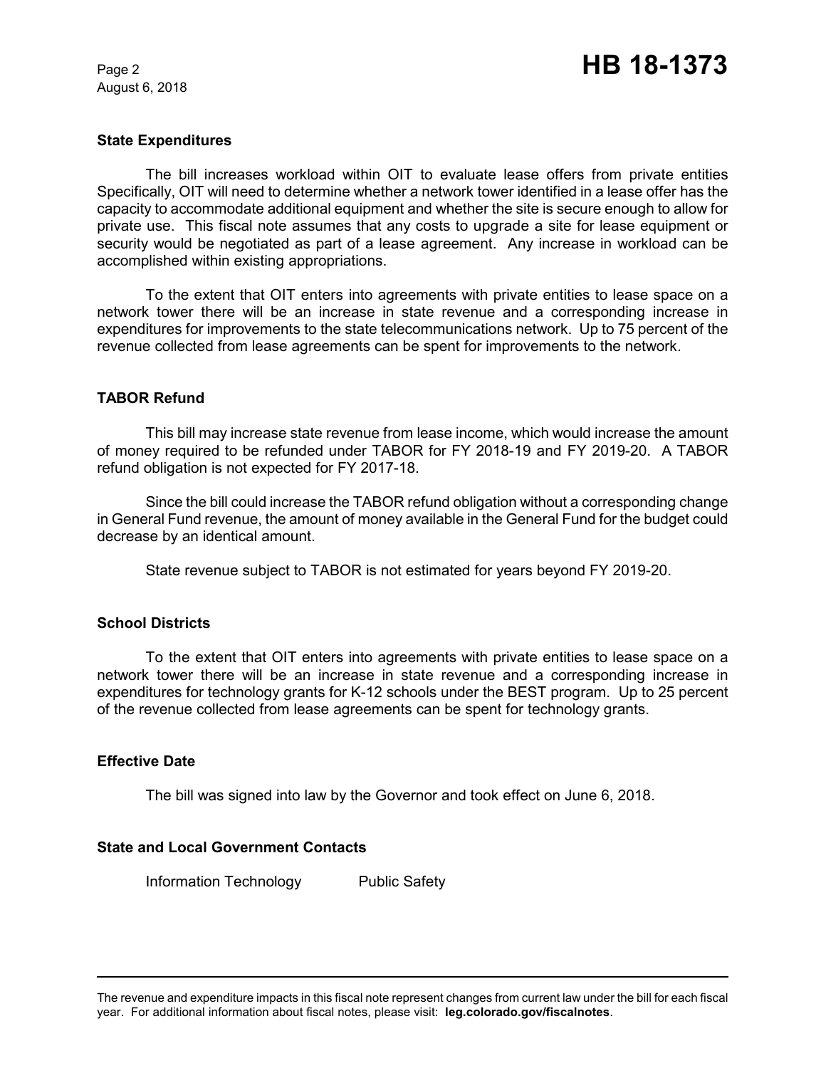## State Expenditures

The bill increases workload within OIT to evaluate lease offers from private entities Specifically, OIT will need to determine whether a network tower identified in a lease offer has the capacity to accommodate additional equipment and whether the site is secure enough to allow for private use. This fiscal note assumes that any costs to upgrade a site for lease equipment or security would be negotiated as part of a lease agreement. Any increase in workload can be accomplished within existing appropriations.

To the extent that OIT enters into agreements with private entities to lease space on a network tower there will be an increase in state revenue and a corresponding increase in expenditures for improvements to the state telecommunications network. Up to 75 percent of the revenue collected from lease agreements can be spent for improvements to the network.

## TABOR Refund

This bill may increase state revenue from lease income, which would increase the amount of money required to be refunded under TABOR for FY 2018-19 and FY 2019-20. A TABOR refund obligation is not expected for FY 2017-18.

Since the bill could increase the TABOR refund obligation without a corresponding change in General Fund revenue, the amount of money available in the General Fund for the budget could decrease by an identical amount.

State revenue subject to TABOR is not estimated for years beyond FY 2019-20.

## School Districts

To the extent that OIT enters into agreements with private entities to lease space on a network tower there will be an increase in state revenue and a corresponding increase in expenditures for technology grants for K-12 schools under the BEST program. Up to 25 percent of the revenue collected from lease agreements can be spent for technology grants.

## Effective Date

The bill was signed into law by the Governor and took effect on June 6, 2018.

## State and Local Government Contacts

Information Technology　　　Public Safety

The revenue and expenditure impacts in this fiscal note represent changes from current law under the bill for each fiscal year. For additional information about fiscal notes, please visit: **leg.colorado.gov/fiscalnotes**.